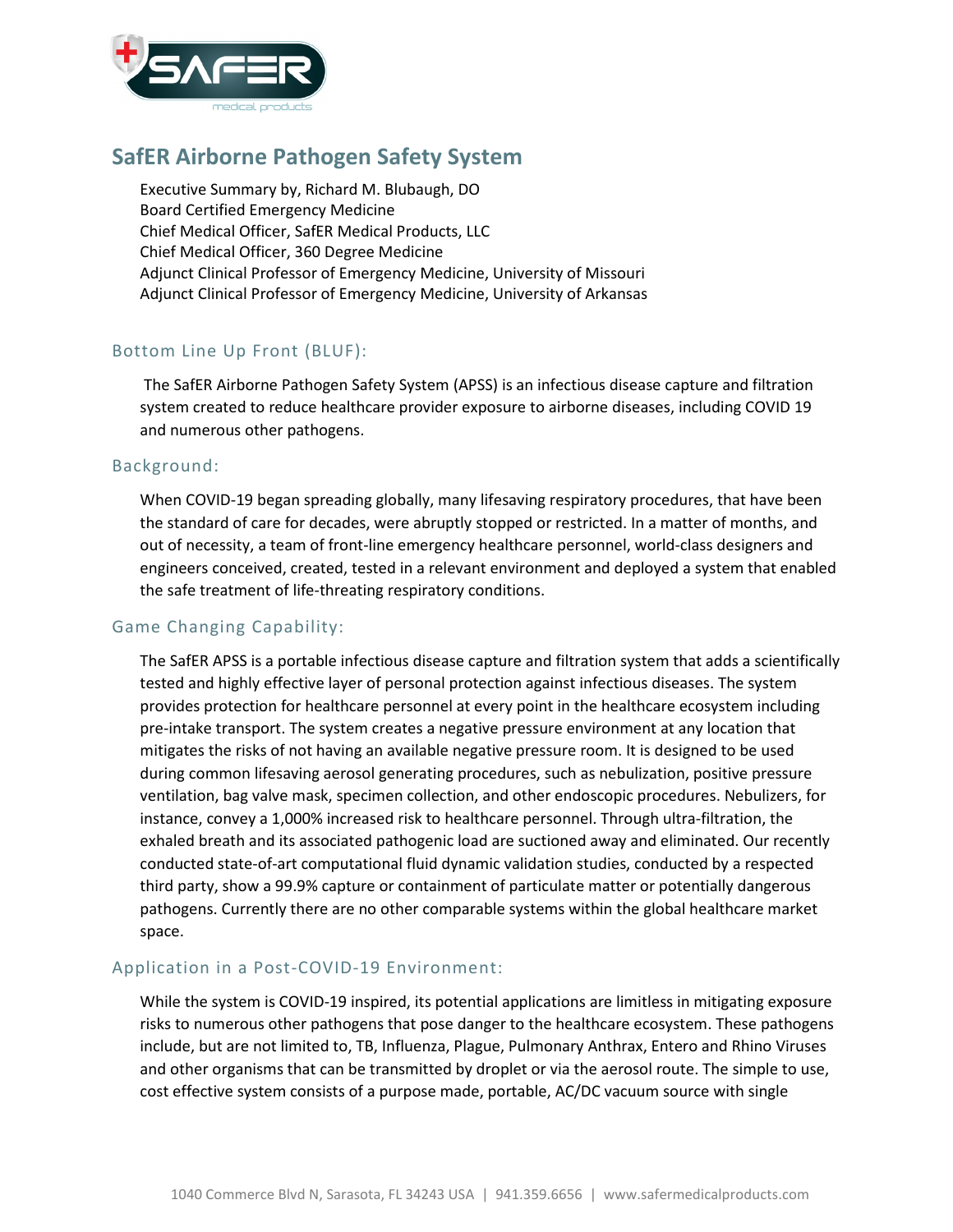# SafER Airborne Pathogen Safety System

Executive Summary by, Richard M. Blubaugh, DO
Board Certified Emergency Medicine
Chief Medical Officer, SafER Medical Products, LLC
Chief Medical Officer, 360 Degree Medicine
Adjunct Clinical Professor of Emergency Medicine, University of Missouri
Adjunct Clinical Professor of Emergency Medicine, University of Arkansas

## Bottom Line Up Front (BLUF):

The SafER Airborne Pathogen Safety System (APSS) is an infectious disease capture and filtration system created to reduce healthcare provider exposure to airborne diseases, including COVID 19 and numerous other pathogens.

## Background:

When COVID-19 began spreading globally, many lifesaving respiratory procedures, that have been the standard of care for decades, were abruptly stopped or restricted. In a matter of months, and out of necessity, a team of front-line emergency healthcare personnel, world-class designers and engineers conceived, created, tested in a relevant environment and deployed a system that enabled the safe treatment of life-threating respiratory conditions.

## Game Changing Capability:

The SafER APSS is a portable infectious disease capture and filtration system that adds a scientifically tested and highly effective layer of personal protection against infectious diseases. The system provides protection for healthcare personnel at every point in the healthcare ecosystem including pre-intake transport. The system creates a negative pressure environment at any location that mitigates the risks of not having an available negative pressure room. It is designed to be used during common lifesaving aerosol generating procedures, such as nebulization, positive pressure ventilation, bag valve mask, specimen collection, and other endoscopic procedures. Nebulizers, for instance, convey a 1,000% increased risk to healthcare personnel. Through ultra-filtration, the exhaled breath and its associated pathogenic load are suctioned away and eliminated. Our recently conducted state-of-art computational fluid dynamic validation studies, conducted by a respected third party, show a 99.9% capture or containment of particulate matter or potentially dangerous pathogens. Currently there are no other comparable systems within the global healthcare market space.

## Application in a Post-COVID-19 Environment:

While the system is COVID-19 inspired, its potential applications are limitless in mitigating exposure risks to numerous other pathogens that pose danger to the healthcare ecosystem. These pathogens include, but are not limited to, TB, Influenza, Plague, Pulmonary Anthrax, Entero and Rhino Viruses and other organisms that can be transmitted by droplet or via the aerosol route. The simple to use, cost effective system consists of a purpose made, portable, AC/DC vacuum source with single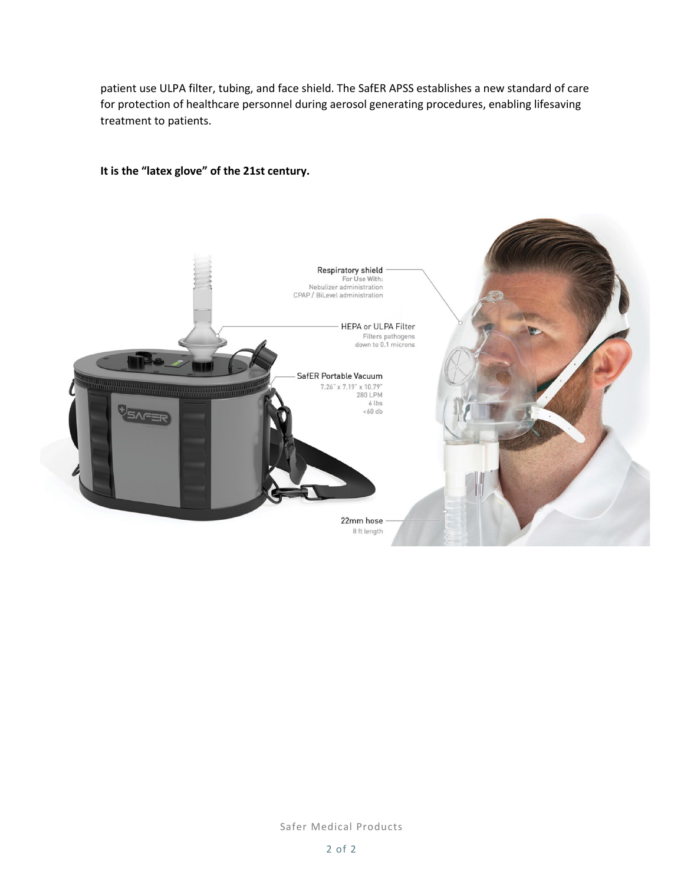patient use ULPA filter, tubing, and face shield. The SafER APSS establishes a new standard of care for protection of healthcare personnel during aerosol generating procedures, enabling lifesaving treatment to patients.

**It is the "latex glove" of the 21st century.**

Respiratory shield
For Use With:
Nebulizer administration
CPAP / BiLevel administration

HEPA or ULPA Filter
Filters pathogens
down to 0.1 microns

SafER Portable Vacuum
7.26" x 7.19" x 10.79"
280 LPM
6 lbs
<60 db

22mm hose
8 ft length